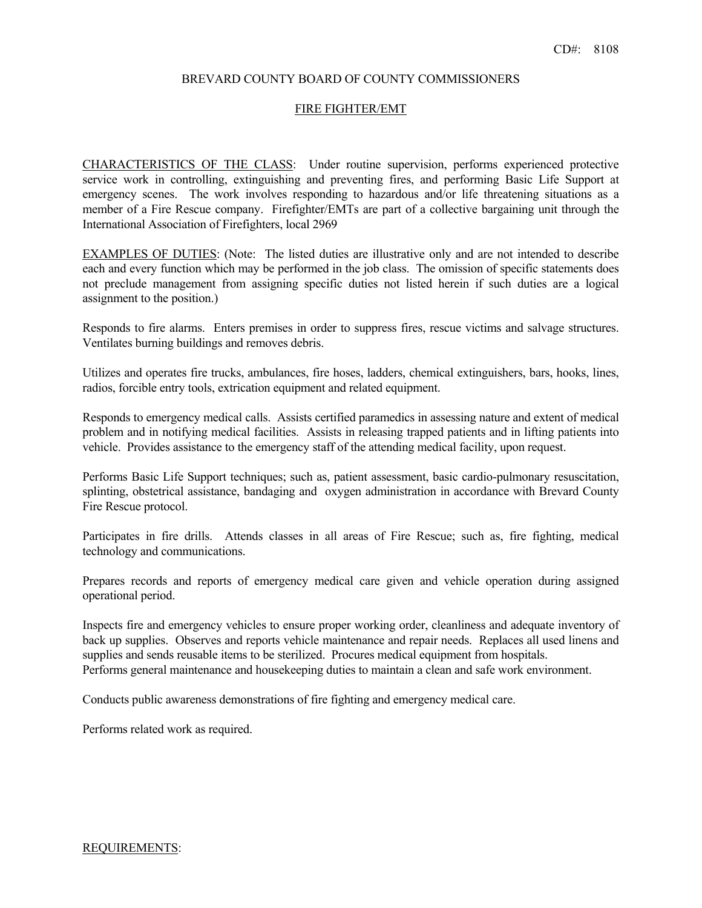CD#: 8108

# BREVARD COUNTY BOARD OF COUNTY COMMISSIONERS

## FIRE FIGHTER/EMT

CHARACTERISTICS OF THE CLASS: Under routine supervision, performs experienced protective service work in controlling, extinguishing and preventing fires, and performing Basic Life Support at emergency scenes. The work involves responding to hazardous and/or life threatening situations as a member of a Fire Rescue company. Firefighter/EMTs are part of a collective bargaining unit through the International Association of Firefighters, local 2969

EXAMPLES OF DUTIES: (Note: The listed duties are illustrative only and are not intended to describe each and every function which may be performed in the job class. The omission of specific statements does not preclude management from assigning specific duties not listed herein if such duties are a logical assignment to the position.)

Responds to fire alarms. Enters premises in order to suppress fires, rescue victims and salvage structures. Ventilates burning buildings and removes debris.

Utilizes and operates fire trucks, ambulances, fire hoses, ladders, chemical extinguishers, bars, hooks, lines, radios, forcible entry tools, extrication equipment and related equipment.

Responds to emergency medical calls. Assists certified paramedics in assessing nature and extent of medical problem and in notifying medical facilities. Assists in releasing trapped patients and in lifting patients into vehicle. Provides assistance to the emergency staff of the attending medical facility, upon request.

Performs Basic Life Support techniques; such as, patient assessment, basic cardio-pulmonary resuscitation, splinting, obstetrical assistance, bandaging and oxygen administration in accordance with Brevard County Fire Rescue protocol.

Participates in fire drills. Attends classes in all areas of Fire Rescue; such as, fire fighting, medical technology and communications.

Prepares records and reports of emergency medical care given and vehicle operation during assigned operational period.

Inspects fire and emergency vehicles to ensure proper working order, cleanliness and adequate inventory of back up supplies. Observes and reports vehicle maintenance and repair needs. Replaces all used linens and supplies and sends reusable items to be sterilized. Procures medical equipment from hospitals.
Performs general maintenance and housekeeping duties to maintain a clean and safe work environment.

Conducts public awareness demonstrations of fire fighting and emergency medical care.

Performs related work as required.

REQUIREMENTS: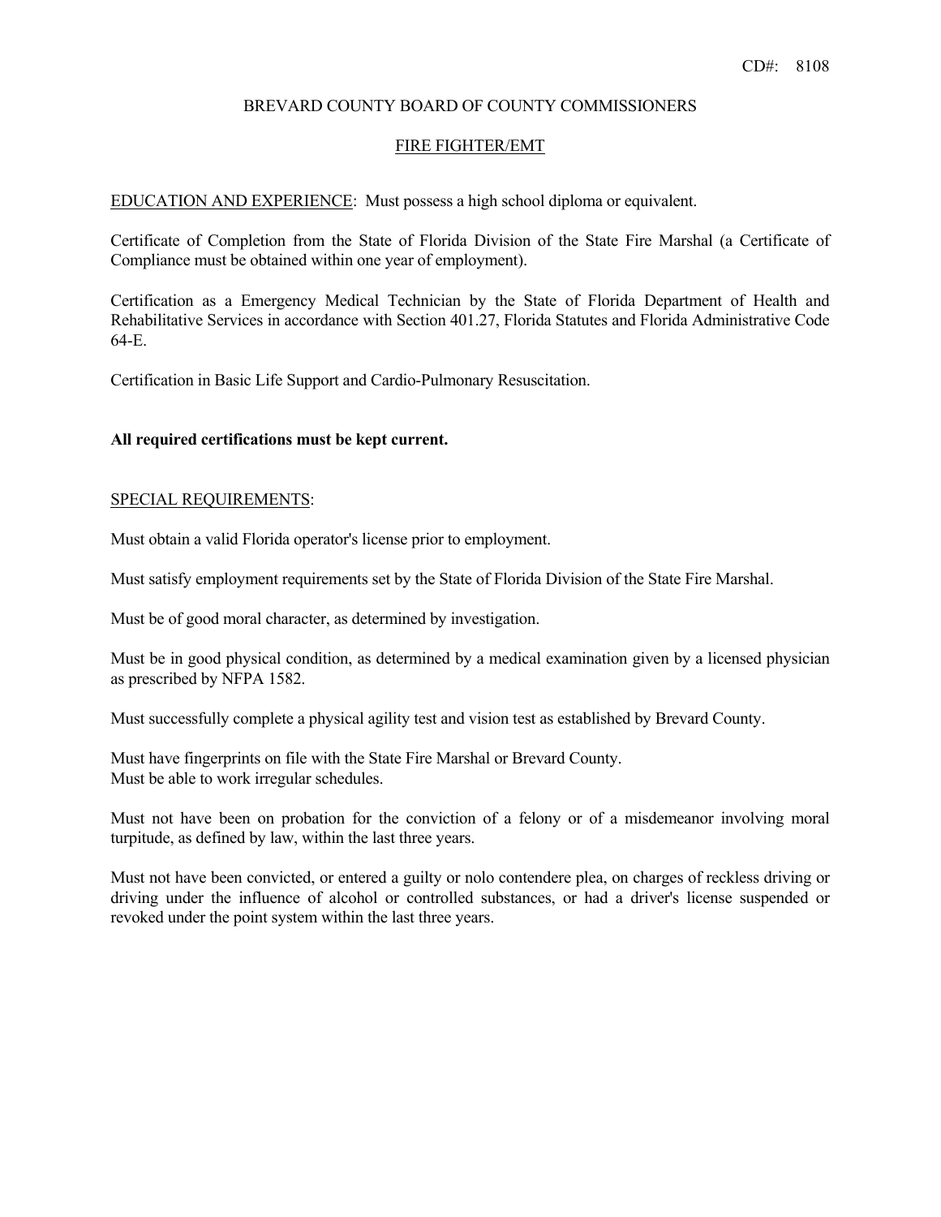CD#: 8108

BREVARD COUNTY BOARD OF COUNTY COMMISSIONERS

FIRE FIGHTER/EMT

EDUCATION AND EXPERIENCE: Must possess a high school diploma or equivalent.

Certificate of Completion from the State of Florida Division of the State Fire Marshal (a Certificate of Compliance must be obtained within one year of employment).

Certification as a Emergency Medical Technician by the State of Florida Department of Health and Rehabilitative Services in accordance with Section 401.27, Florida Statutes and Florida Administrative Code 64-E.

Certification in Basic Life Support and Cardio-Pulmonary Resuscitation.

**All required certifications must be kept current.**

SPECIAL REQUIREMENTS:

Must obtain a valid Florida operator's license prior to employment.

Must satisfy employment requirements set by the State of Florida Division of the State Fire Marshal.

Must be of good moral character, as determined by investigation.

Must be in good physical condition, as determined by a medical examination given by a licensed physician as prescribed by NFPA 1582.

Must successfully complete a physical agility test and vision test as established by Brevard County.

Must have fingerprints on file with the State Fire Marshal or Brevard County.
Must be able to work irregular schedules.

Must not have been on probation for the conviction of a felony or of a misdemeanor involving moral turpitude, as defined by law, within the last three years.

Must not have been convicted, or entered a guilty or nolo contendere plea, on charges of reckless driving or driving under the influence of alcohol or controlled substances, or had a driver's license suspended or revoked under the point system within the last three years.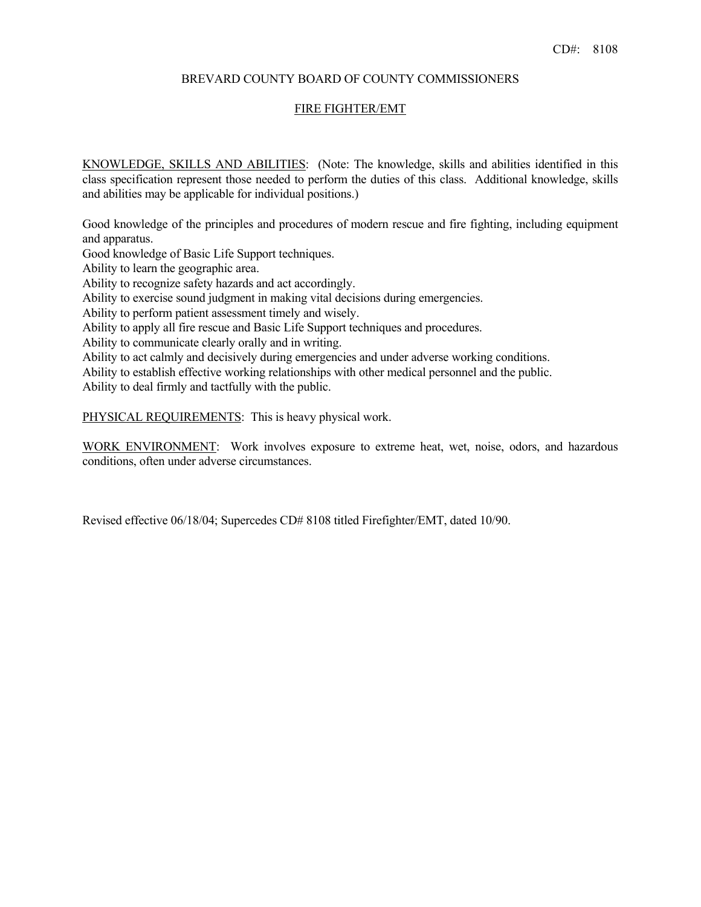CD#: 8108

BREVARD COUNTY BOARD OF COUNTY COMMISSIONERS

FIRE FIGHTER/EMT

KNOWLEDGE, SKILLS AND ABILITIES: (Note: The knowledge, skills and abilities identified in this class specification represent those needed to perform the duties of this class. Additional knowledge, skills and abilities may be applicable for individual positions.)

Good knowledge of the principles and procedures of modern rescue and fire fighting, including equipment and apparatus.
Good knowledge of Basic Life Support techniques.
Ability to learn the geographic area.
Ability to recognize safety hazards and act accordingly.
Ability to exercise sound judgment in making vital decisions during emergencies.
Ability to perform patient assessment timely and wisely.
Ability to apply all fire rescue and Basic Life Support techniques and procedures.
Ability to communicate clearly orally and in writing.
Ability to act calmly and decisively during emergencies and under adverse working conditions.
Ability to establish effective working relationships with other medical personnel and the public.
Ability to deal firmly and tactfully with the public.

PHYSICAL REQUIREMENTS: This is heavy physical work.

WORK ENVIRONMENT: Work involves exposure to extreme heat, wet, noise, odors, and hazardous conditions, often under adverse circumstances.

Revised effective 06/18/04; Supercedes CD# 8108 titled Firefighter/EMT, dated 10/90.